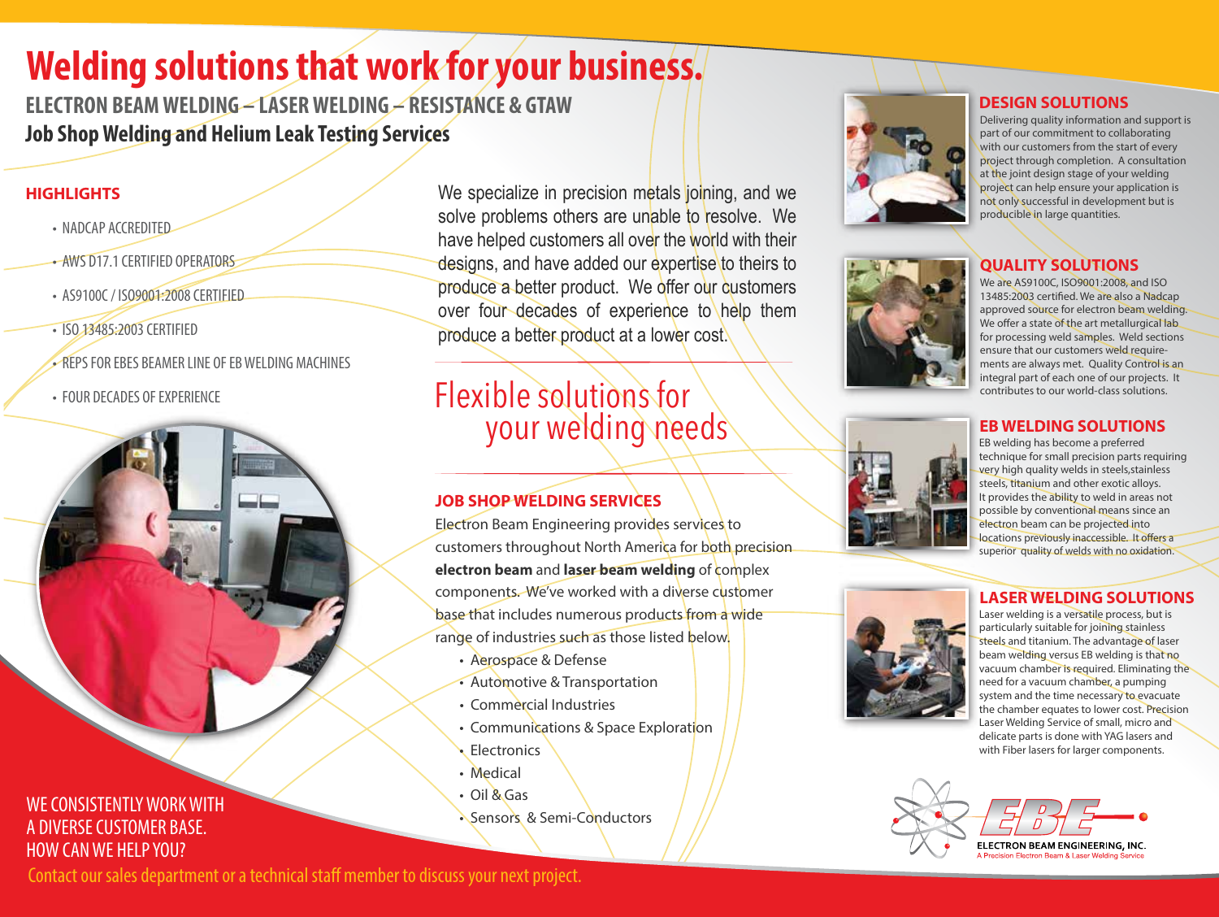# Welding solutions that work for your business.

**ELECTRON BEAM WELDING – LASER WELDING – RESISTANCE & GTAW**

**Job Shop Welding and Helium Leak Testing Services**

## HIGHLIGHTS

- NADCAP ACCREDITED
- AWS D17.1 CERTIFIED OPERATORS
- AS9100C / ISO9001:2008 CERTIFIED
- ISO 13485:2003 CERTIFIED
- REPS FOR EBES BEAMER LINE OF EB WELDING MACHINES
- FOUR DECADES OF EXPERIENCE

We specialize in precision metals joining, and we solve problems others are unable to resolve. We have helped customers all over the world with their designs, and have added our expertise to theirs to produce a better product. We offer our customers over four decades of experience to help them produce a better product at a lower cost.

## Flexible solutions for your welding needs

### JOB SHOP WELDING SERVICES

Electron Beam Engineering provides services to customers throughout North America for both precision **electron beam** and **laser beam welding** of complex components. We've worked with a diverse customer base that includes numerous products from a wide range of industries such as those listed below.

- Aerospace & Defense
- Automotive & Transportation
- Commercial Industries
- Communications & Space Exploration
- Electronics
- Medical
- Oil & Gas
- Sensors & Semi-Conductors

### DESIGN SOLUTIONS

Delivering quality information and support is part of our commitment to collaborating with our customers from the start of every project through completion. A consultation at the joint design stage of your welding project can help ensure your application is not only successful in development but is producible in large quantities.

### QUALITY SOLUTIONS

We are AS9100C, ISO9001:2008, and ISO 13485:2003 certified. We are also a Nadcap approved source for electron beam welding. We offer a state of the art metallurgical lab for processing weld samples. Weld sections ensure that our customers weld requirements are always met. Quality Control is an integral part of each one of our projects. It contributes to our world-class solutions.

### EB WELDING SOLUTIONS

EB welding has become a preferred technique for small precision parts requiring very high quality welds in steels,stainless steels, titanium and other exotic alloys. It provides the ability to weld in areas not possible by conventional means since an electron beam can be projected into locations previously inaccessible. It offers a superior quality of welds with no oxidation.

### LASER WELDING SOLUTIONS

Laser welding is a versatile process, but is particularly suitable for joining stainless steels and titanium. The advantage of laser beam welding versus EB welding is that no vacuum chamber is required. Eliminating the need for a vacuum chamber, a pumping system and the time necessary to evacuate the chamber equates to lower cost. Precision Laser Welding Service of small, micro and delicate parts is done with YAG lasers and with Fiber lasers for larger components.

WE CONSISTENTLY WORK WITH A DIVERSE CUSTOMER BASE. HOW CAN WE HELP YOU?

Contact our sales department or a technical staff member to discuss your next project.

EBE
ELECTRON BEAM ENGINEERING, INC.
A Precision Electron Beam & Laser Welding Service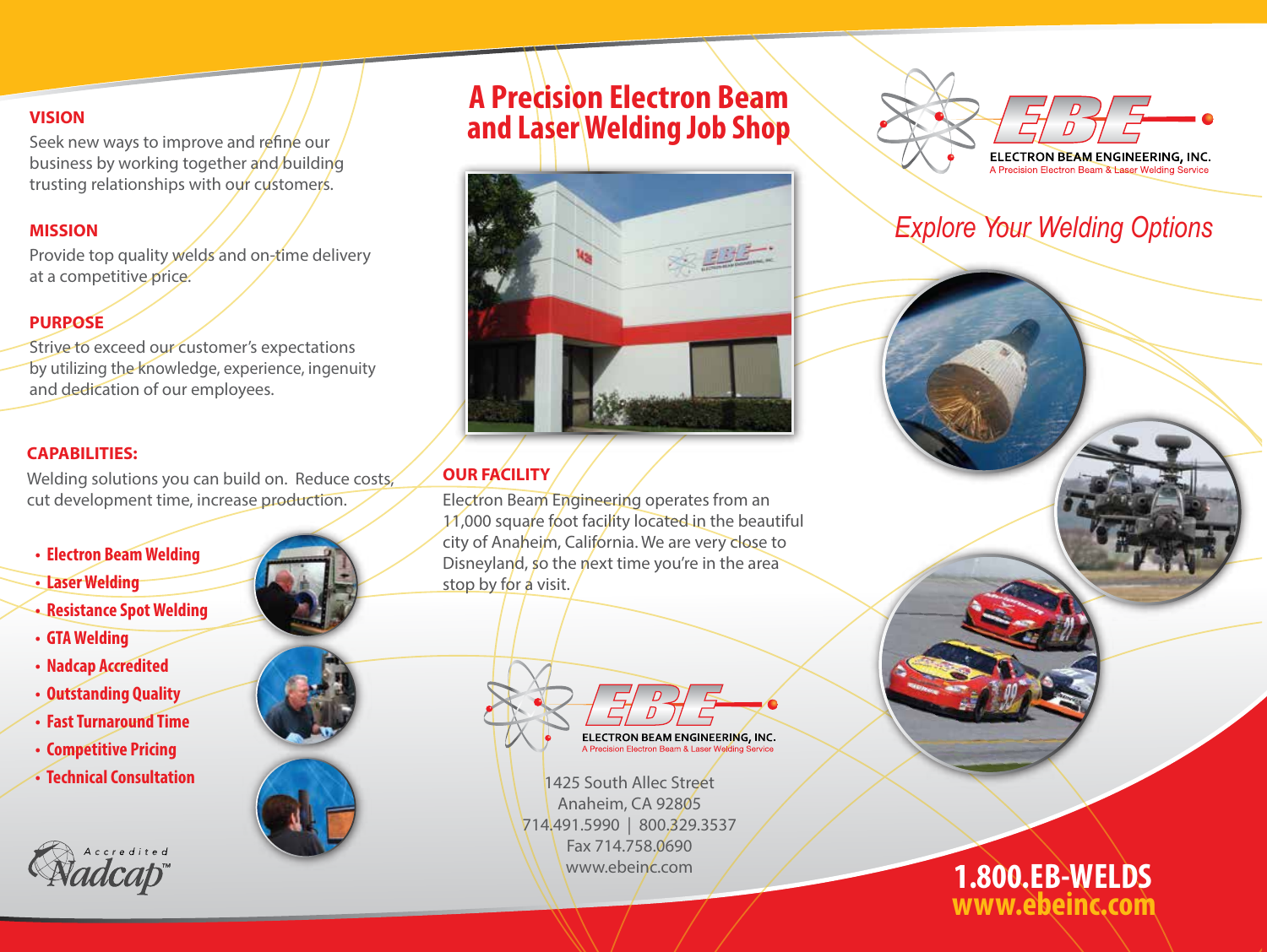## VISION

Seek new ways to improve and refine our business by working together and building trusting relationships with our customers.

## MISSION

Provide top quality welds and on-time delivery at a competitive price.

## PURPOSE

Strive to exceed our customer's expectations by utilizing the knowledge, experience, ingenuity and dedication of our employees.

## CAPABILITIES:

Welding solutions you can build on. Reduce costs, cut development time, increase production.

- **Electron Beam Welding**
- **Laser Welding**
- **Resistance Spot Welding**
- **GTA Welding**
- **Nadcap Accredited**
- **Outstanding Quality**
- **Fast Turnaround Time**
- **Competitive Pricing**
- **Technical Consultation**

Accredited Nadcap™

# A Precision Electron Beam and Laser Welding Job Shop

## OUR FACILITY

Electron Beam Engineering operates from an 11,000 square foot facility located in the beautiful city of Anaheim, California. We are very close to Disneyland, so the next time you're in the area stop by for a visit.

EBE
ELECTRON BEAM ENGINEERING, INC.
A Precision Electron Beam & Laser Welding Service

1425 South Allec Street
Anaheim, CA 92805
714.491.5990 | 800.329.3537
Fax 714.758.0690
www.ebeinc.com

EBE
ELECTRON BEAM ENGINEERING, INC.
A Precision Electron Beam & Laser Welding Service

*Explore Your Welding Options*

**1.800.EB-WELDS**
**www.ebeinc.com**